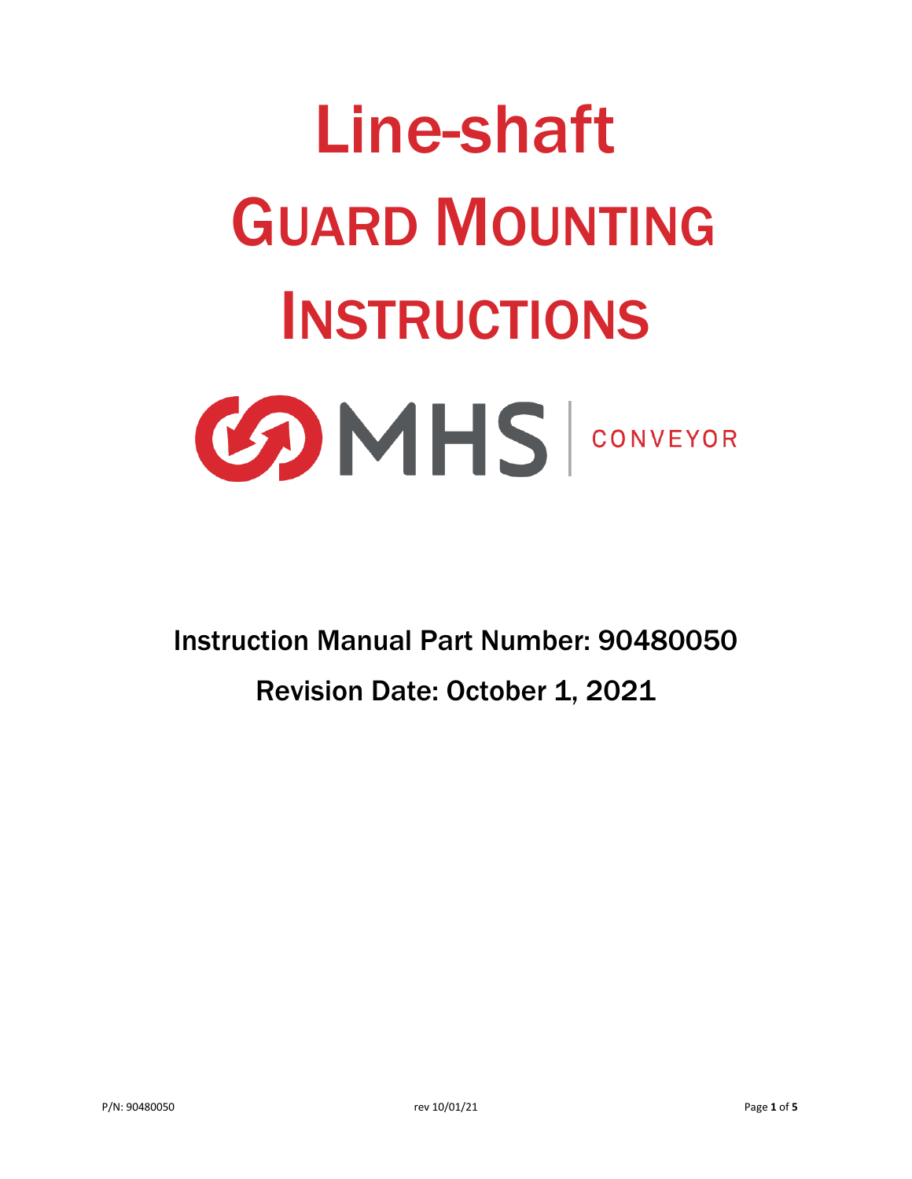# Line-shaft

# GUARD MOUNTING INSTRUCTIONS

MHS | CONVEYOR

Instruction Manual Part Number: 90480050

Revision Date: October 1, 2021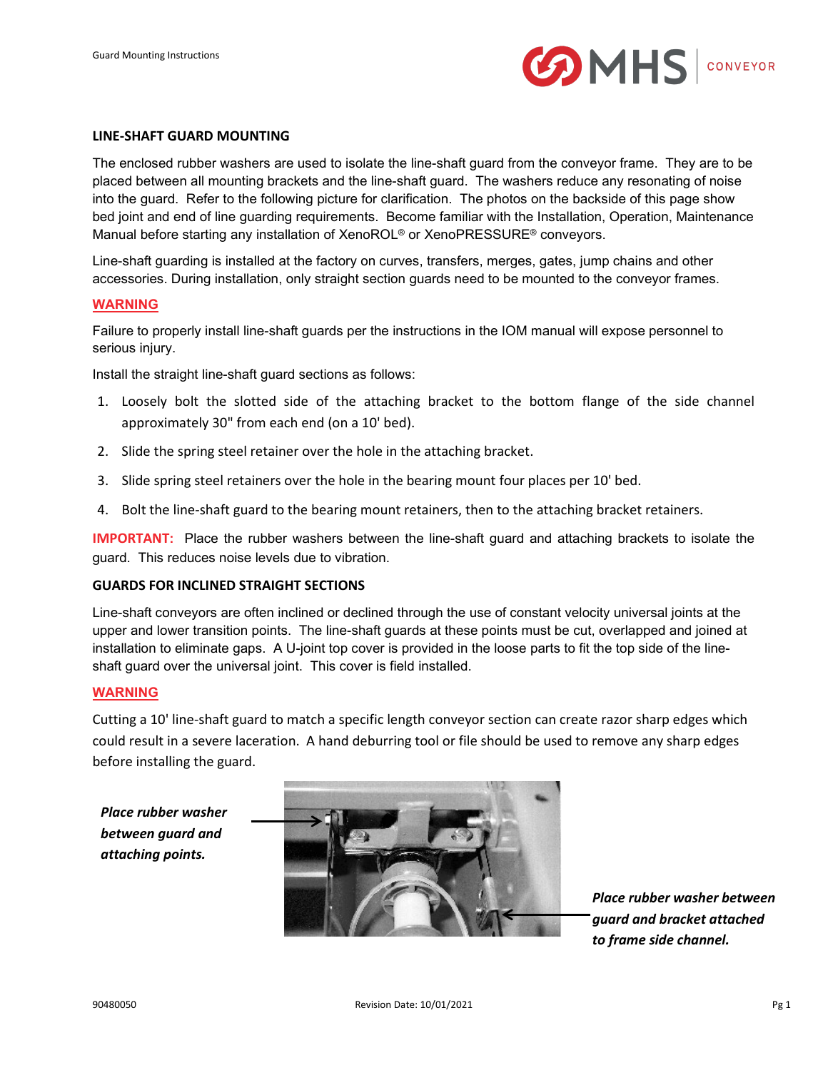## LINE-SHAFT GUARD MOUNTING

The enclosed rubber washers are used to isolate the line-shaft guard from the conveyor frame. They are to be placed between all mounting brackets and the line-shaft guard. The washers reduce any resonating of noise into the guard. Refer to the following picture for clarification. The photos on the backside of this page show bed joint and end of line guarding requirements. Become familiar with the Installation, Operation, Maintenance Manual before starting any installation of XenoROL® or XenoPRESSURE® conveyors.

Line-shaft guarding is installed at the factory on curves, transfers, merges, gates, jump chains and other accessories. During installation, only straight section guards need to be mounted to the conveyor frames.

**WARNING**

Failure to properly install line-shaft guards per the instructions in the IOM manual will expose personnel to serious injury.

Install the straight line-shaft guard sections as follows:

1. Loosely bolt the slotted side of the attaching bracket to the bottom flange of the side channel approximately 30" from each end (on a 10' bed).
2. Slide the spring steel retainer over the hole in the attaching bracket.
3. Slide spring steel retainers over the hole in the bearing mount four places per 10' bed.
4. Bolt the line-shaft guard to the bearing mount retainers, then to the attaching bracket retainers.

**IMPORTANT:** Place the rubber washers between the line-shaft guard and attaching brackets to isolate the guard. This reduces noise levels due to vibration.

## GUARDS FOR INCLINED STRAIGHT SECTIONS

Line-shaft conveyors are often inclined or declined through the use of constant velocity universal joints at the upper and lower transition points. The line-shaft guards at these points must be cut, overlapped and joined at installation to eliminate gaps. A U-joint top cover is provided in the loose parts to fit the top side of the line-shaft guard over the universal joint. This cover is field installed.

**WARNING**

Cutting a 10' line-shaft guard to match a specific length conveyor section can create razor sharp edges which could result in a severe laceration. A hand deburring tool or file should be used to remove any sharp edges before installing the guard.

***Place rubber washer between guard and attaching points.***

***Place rubber washer between guard and bracket attached to frame side channel.***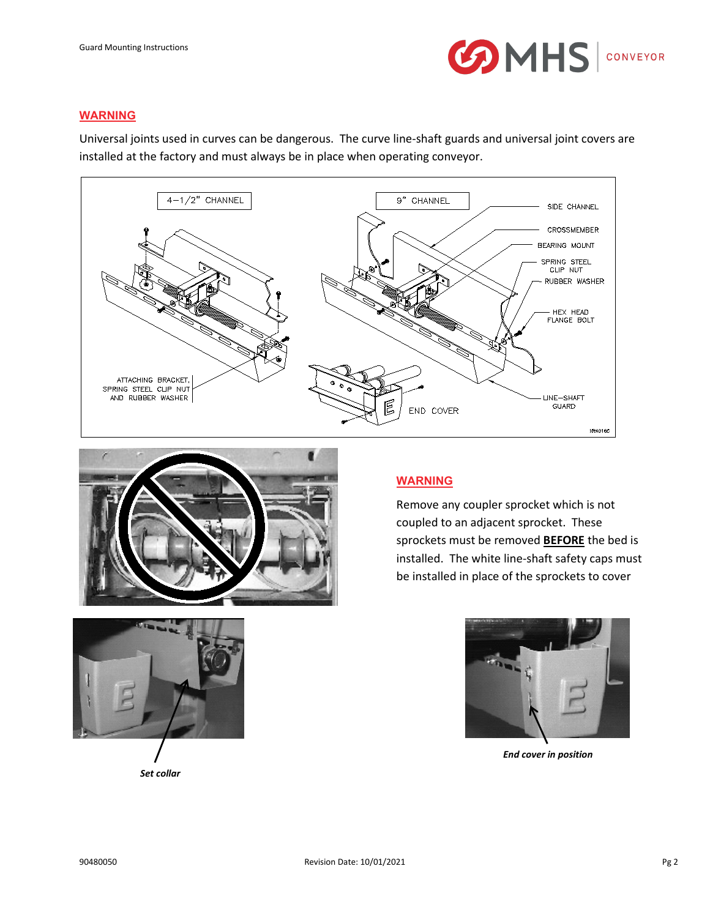## WARNING

Universal joints used in curves can be dangerous. The curve line-shaft guards and universal joint covers are installed at the factory and must always be in place when operating conveyor.

4–1/2" CHANNEL

9" CHANNEL

SIDE CHANNEL

CROSSMEMBER

BEARING MOUNT

SPRING STEEL CLIP NUT

RUBBER WASHER

HEX HEAD FLANGE BOLT

ATTACHING BRACKET, SPRING STEEL CLIP NUT AND RUBBER WASHER

END COVER

LINE–SHAFT GUARD

## WARNING

Remove any coupler sprocket which is not coupled to an adjacent sprocket. These sprockets must be removed **BEFORE** the bed is installed. The white line-shaft safety caps must be installed in place of the sprockets to cover

***Set collar***

***End cover in position***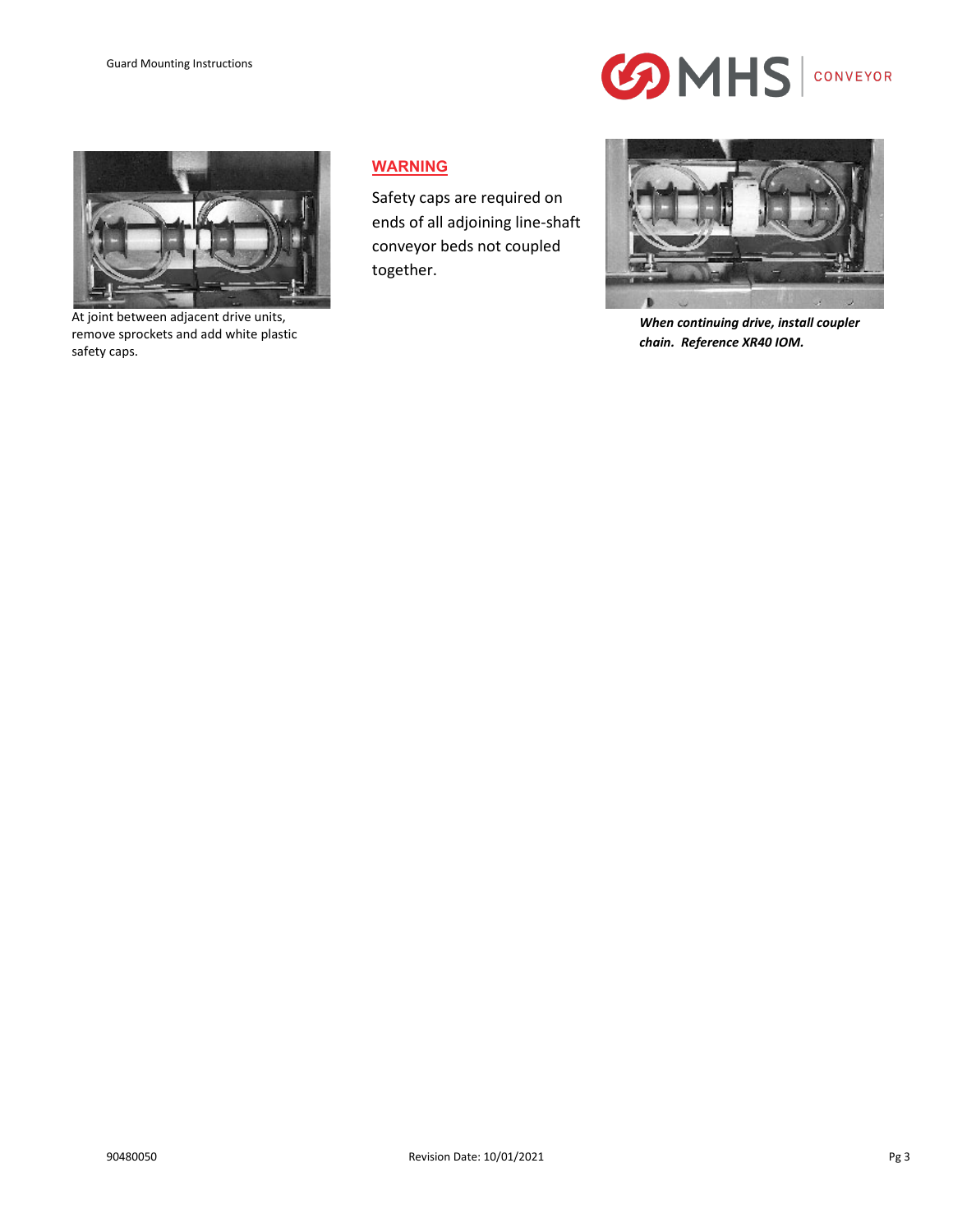At joint between adjacent drive units, remove sprockets and add white plastic safety caps.

## WARNING

Safety caps are required on ends of all adjoining line-shaft conveyor beds not coupled together.

***When continuing drive, install coupler chain. Reference XR40 IOM.***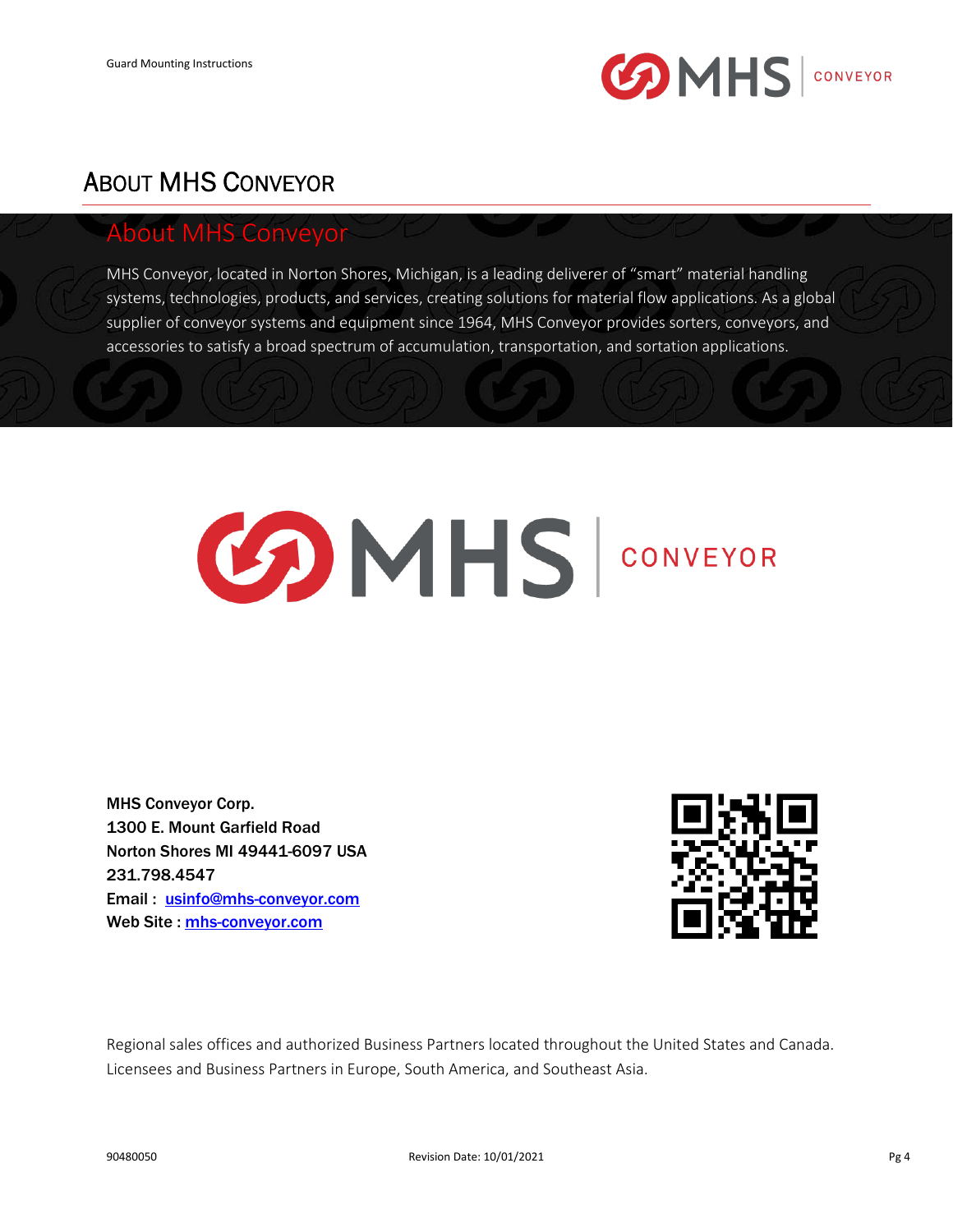# About MHS Conveyor

## About MHS Conveyor

MHS Conveyor, located in Norton Shores, Michigan, is a leading deliverer of "smart" material handling systems, technologies, products, and services, creating solutions for material flow applications. As a global supplier of conveyor systems and equipment since 1964, MHS Conveyor provides sorters, conveyors, and accessories to satisfy a broad spectrum of accumulation, transportation, and sortation applications.

**MHS Conveyor Corp.**
**1300 E. Mount Garfield Road**
**Norton Shores MI 49441-6097 USA**
**231.798.4547**
**Email : usinfo@mhs-conveyor.com**
**Web Site : mhs-conveyor.com**

Regional sales offices and authorized Business Partners located throughout the United States and Canada. Licensees and Business Partners in Europe, South America, and Southeast Asia.